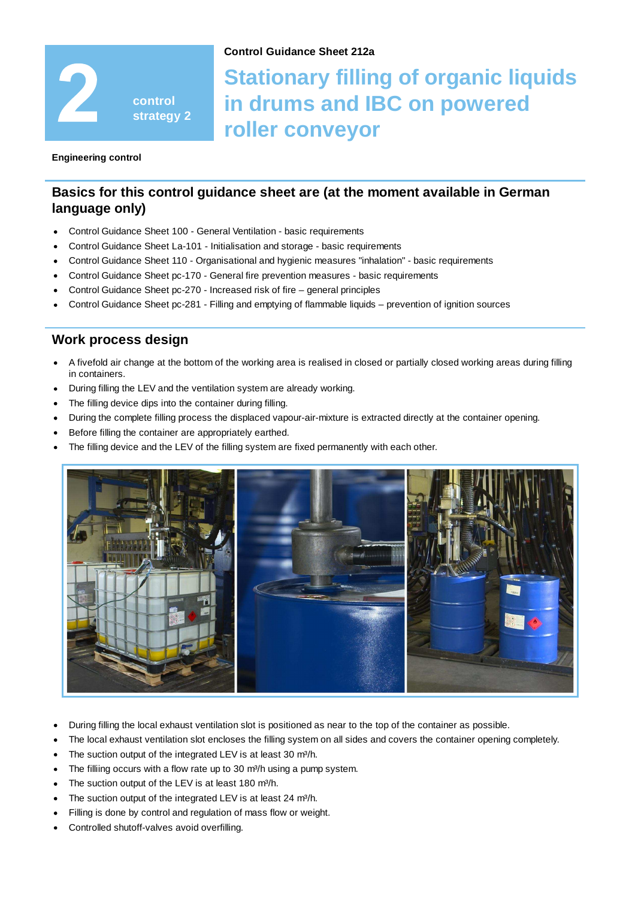# 2 control strategy 2

**Control Guidance Sheet 212a**

# Stationary filling of organic liquids in drums and IBC on powered roller conveyor

**Engineering control**

## Basics for this control guidance sheet are (at the moment available in German language only)

- Control Guidance Sheet 100 - General Ventilation - basic requirements
- Control Guidance Sheet La-101 - Initialisation and storage - basic requirements
- Control Guidance Sheet 110 - Organisational and hygienic measures "inhalation" - basic requirements
- Control Guidance Sheet pc-170 - General fire prevention measures - basic requirements
- Control Guidance Sheet pc-270 - Increased risk of fire – general principles
- Control Guidance Sheet pc-281 - Filling and emptying of flammable liquids – prevention of ignition sources

## Work process design

- A fivefold air change at the bottom of the working area is realised in closed or partially closed working areas during filling in containers.
- During filling the LEV and the ventilation system are already working.
- The filling device dips into the container during filling.
- During the complete filling process the displaced vapour-air-mixture is extracted directly at the container opening.
- Before filling the container are appropriately earthed.
- The filling device and the LEV of the filling system are fixed permanently with each other.

- During filling the local exhaust ventilation slot is positioned as near to the top of the container as possible.
- The local exhaust ventilation slot encloses the filling system on all sides and covers the container opening completely.
- The suction output of the integrated LEV is at least 30 m³/h.
- The fillling occurs with a flow rate up to 30 m³/h using a pump system.
- The suction output of the LEV is at least 180 m³/h.
- The suction output of the integrated LEV is at least 24 m³/h.
- Filling is done by control and regulation of mass flow or weight.
- Controlled shutoff-valves avoid overfilling.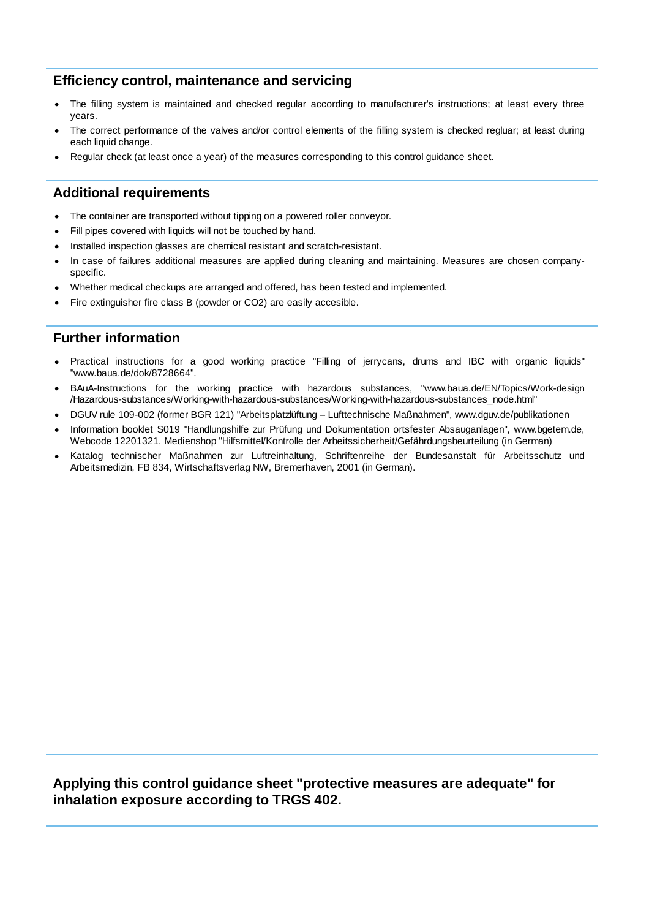## Efficiency control, maintenance and servicing

- The filling system is maintained and checked regular according to manufacturer's instructions; at least every three years.
- The correct performance of the valves and/or control elements of the filling system is checked regluar; at least during each liquid change.
- Regular check (at least once a year) of the measures corresponding to this control guidance sheet.

## Additional requirements

- The container are transported without tipping on a powered roller conveyor.
- Fill pipes covered with liquids will not be touched by hand.
- Installed inspection glasses are chemical resistant and scratch-resistant.
- In case of failures additional measures are applied during cleaning and maintaining. Measures are chosen company-specific.
- Whether medical checkups are arranged and offered, has been tested and implemented.
- Fire extinguisher fire class B (powder or CO2) are easily accesible.

## Further information

- Practical instructions for a good working practice "Filling of jerrycans, drums and IBC with organic liquids" "www.baua.de/dok/8728664".
- BAuA-Instructions for the working practice with hazardous substances, "www.baua.de/EN/Topics/Work-design /Hazardous-substances/Working-with-hazardous-substances/Working-with-hazardous-substances_node.html"
- DGUV rule 109-002 (former BGR 121) "Arbeitsplatzlüftung – Lufttechnische Maßnahmen", www.dguv.de/publikationen
- Information booklet S019 "Handlungshilfe zur Prüfung und Dokumentation ortsfester Absauganlagen", www.bgetem.de, Webcode 12201321, Medienshop "Hilfsmittel/Kontrolle der Arbeitssicherheit/Gefährdungsbeurteilung (in German)
- Katalog technischer Maßnahmen zur Luftreinhaltung, Schriftenreihe der Bundesanstalt für Arbeitsschutz und Arbeitsmedizin, FB 834, Wirtschaftsverlag NW, Bremerhaven, 2001 (in German).

**Applying this control guidance sheet "protective measures are adequate" for inhalation exposure according to TRGS 402.**